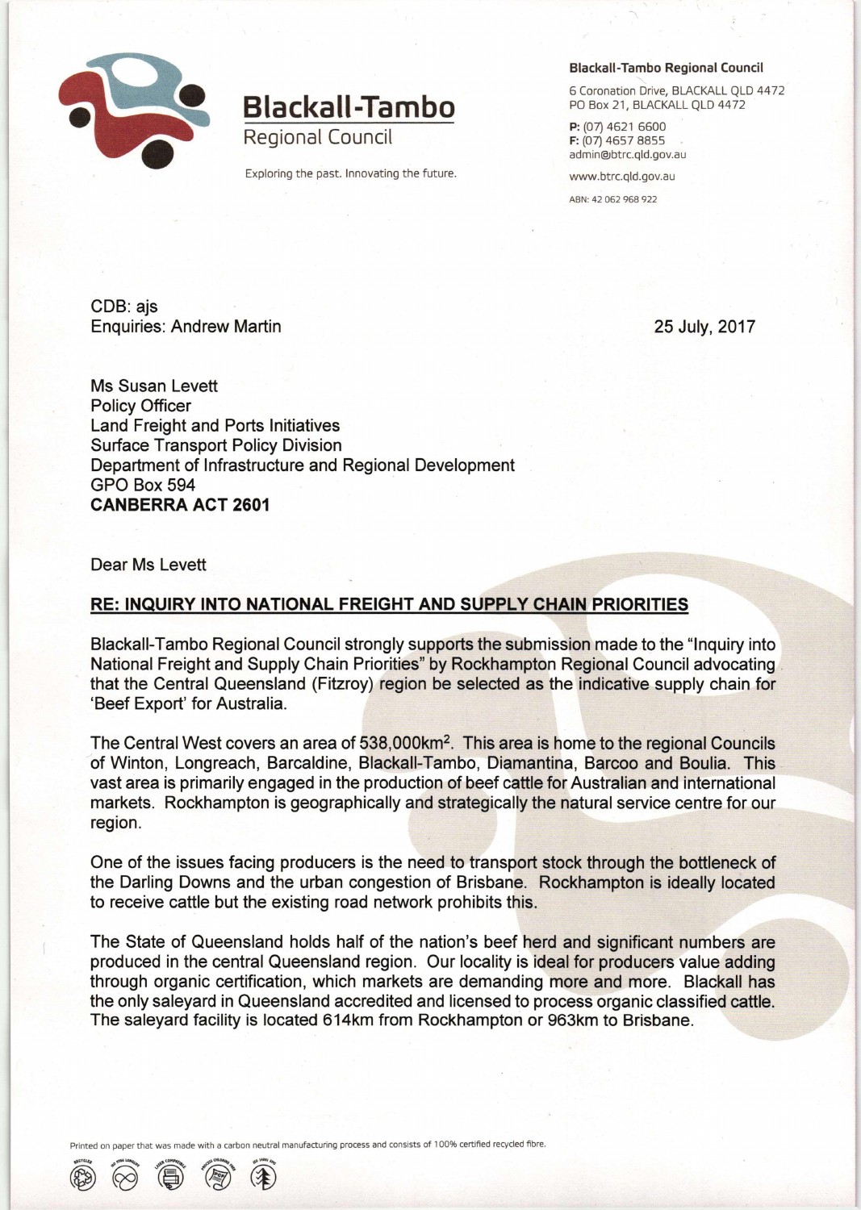# Blackall-Tambo
Regional Council

Exploring the past. Innovating the future.

**Blackall-Tambo Regional Council**

6 Coronation Drive, BLACKALL QLD 4472
PO Box 21, BLACKALL QLD 4472

**P:** (07) 4621 6600
**F:** (07) 4657 8855
admin@btrc.qld.gov.au

www.btrc.qld.gov.au

ABN: 42 062 968 922

CDB: ajs
Enquiries: Andrew Martin

25 July, 2017

Ms Susan Levett
Policy Officer
Land Freight and Ports Initiatives
Surface Transport Policy Division
Department of Infrastructure and Regional Development
GPO Box 594
**CANBERRA ACT 2601**

Dear Ms Levett

**RE: INQUIRY INTO NATIONAL FREIGHT AND SUPPLY CHAIN PRIORITIES**

Blackall-Tambo Regional Council strongly supports the submission made to the "Inquiry into National Freight and Supply Chain Priorities" by Rockhampton Regional Council advocating that the Central Queensland (Fitzroy) region be selected as the indicative supply chain for 'Beef Export' for Australia.

The Central West covers an area of 538,000km$^2$. This area is home to the regional Councils of Winton, Longreach, Barcaldine, Blackall-Tambo, Diamantina, Barcoo and Boulia. This vast area is primarily engaged in the production of beef cattle for Australian and international markets. Rockhampton is geographically and strategically the natural service centre for our region.

One of the issues facing producers is the need to transport stock through the bottleneck of the Darling Downs and the urban congestion of Brisbane. Rockhampton is ideally located to receive cattle but the existing road network prohibits this.

The State of Queensland holds half of the nation's beef herd and significant numbers are produced in the central Queensland region. Our locality is ideal for producers value adding through organic certification, which markets are demanding more and more. Blackall has the only saleyard in Queensland accredited and licensed to process organic classified cattle. The saleyard facility is located 614km from Rockhampton or 963km to Brisbane.

Printed on paper that was made with a carbon neutral manufacturing process and consists of 100% certified recycled fibre.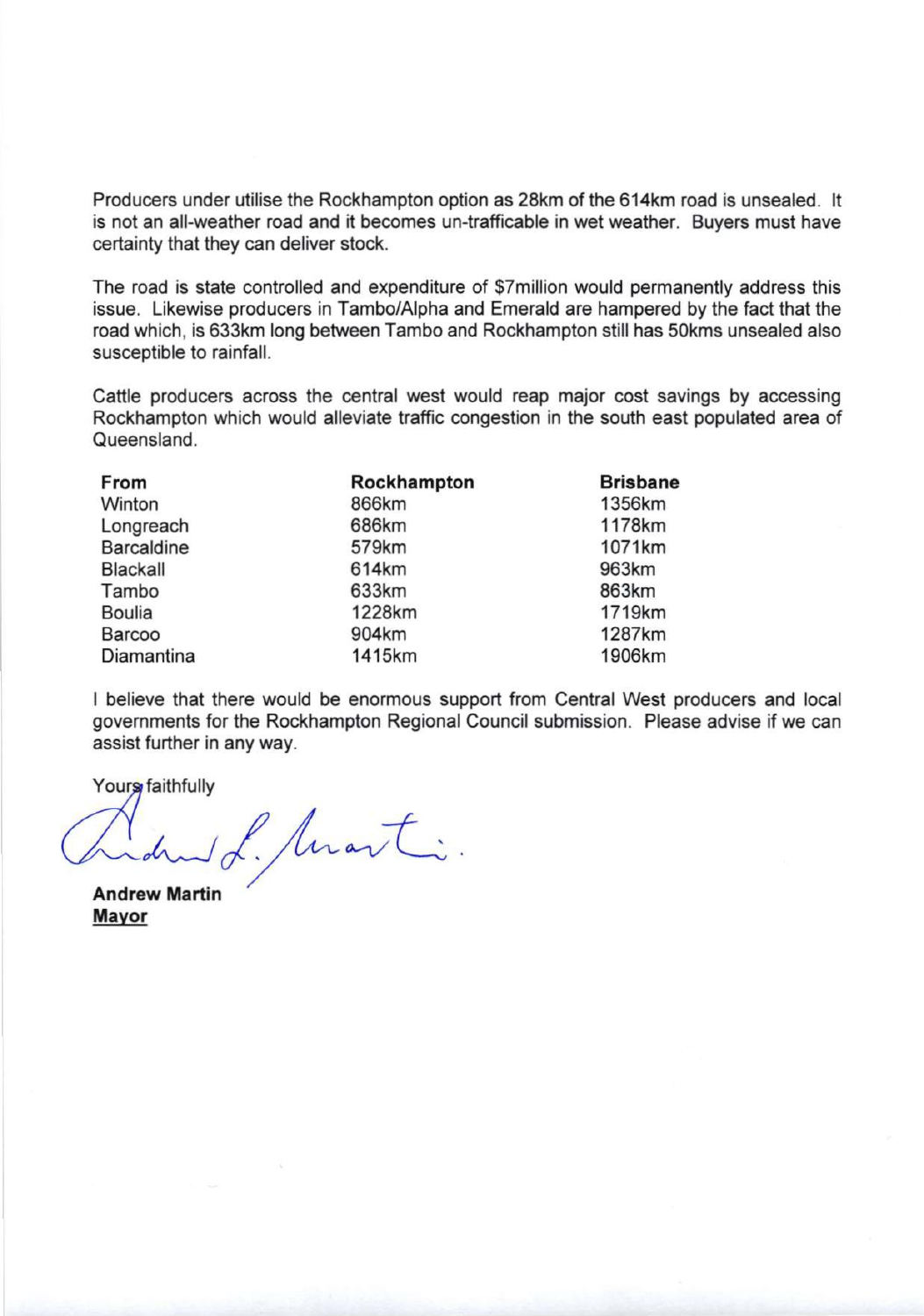Producers under utilise the Rockhampton option as 28km of the 614km road is unsealed. It is not an all-weather road and it becomes un-trafficable in wet weather. Buyers must have certainty that they can deliver stock.

The road is state controlled and expenditure of $7million would permanently address this issue. Likewise producers in Tambo/Alpha and Emerald are hampered by the fact that the road which, is 633km long between Tambo and Rockhampton still has 50kms unsealed also susceptible to rainfall.

Cattle producers across the central west would reap major cost savings by accessing Rockhampton which would alleviate traffic congestion in the south east populated area of Queensland.

| From | Rockhampton | Brisbane |
|---|---|---|
| Winton | 866km | 1356km |
| Longreach | 686km | 1178km |
| Barcaldine | 579km | 1071km |
| Blackall | 614km | 963km |
| Tambo | 633km | 863km |
| Boulia | 1228km | 1719km |
| Barcoo | 904km | 1287km |
| Diamantina | 1415km | 1906km |

I believe that there would be enormous support from Central West producers and local governments for the Rockhampton Regional Council submission. Please advise if we can assist further in any way.

Yours faithfully

**Andrew Martin**
**Mayor**